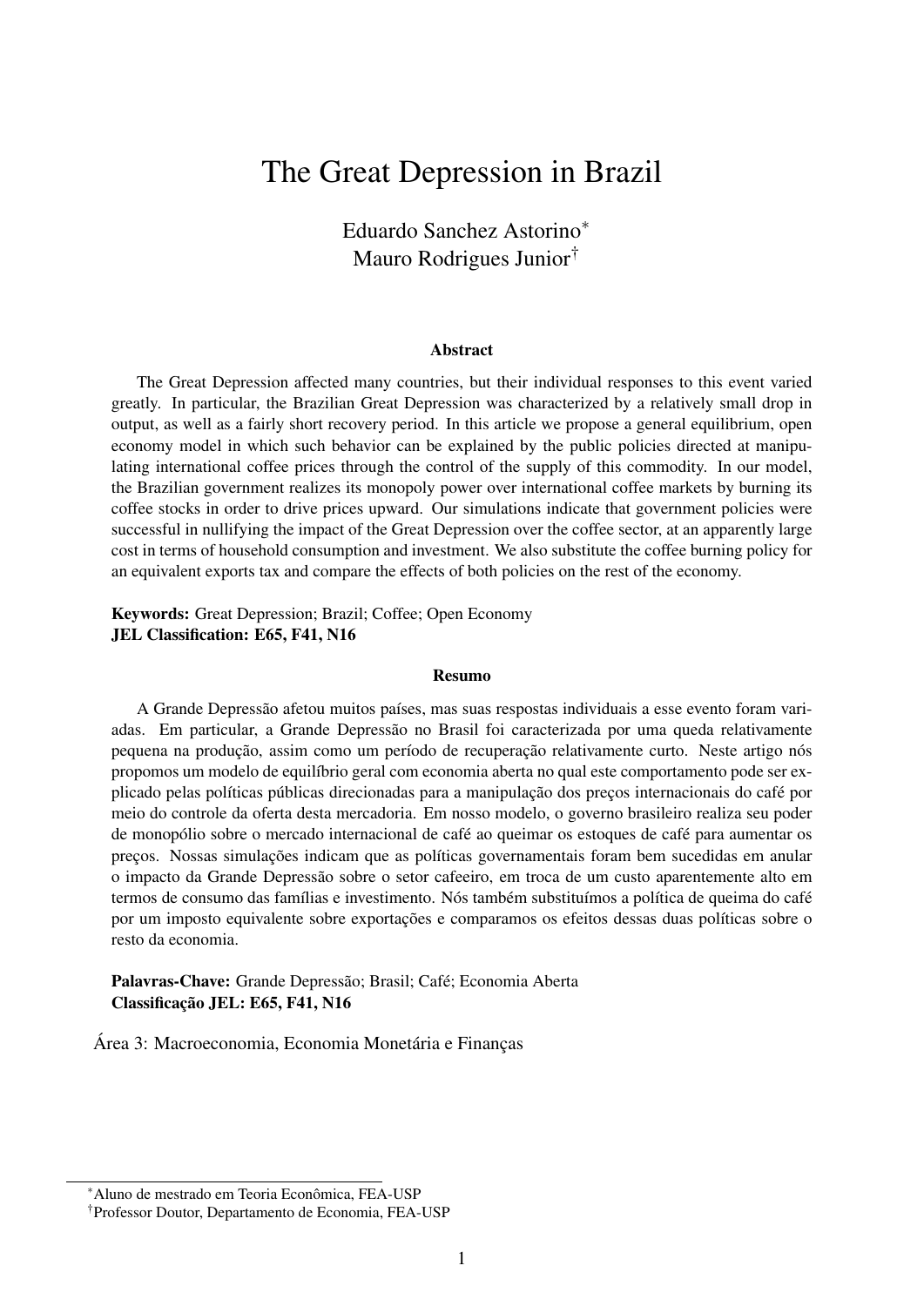# The Great Depression in Brazil

Eduardo Sanchez Astorino[*]
Mauro Rodrigues Junior[†]

### Abstract

The Great Depression affected many countries, but their individual responses to this event varied greatly. In particular, the Brazilian Great Depression was characterized by a relatively small drop in output, as well as a fairly short recovery period. In this article we propose a general equilibrium, open economy model in which such behavior can be explained by the public policies directed at manipulating international coffee prices through the control of the supply of this commodity. In our model, the Brazilian government realizes its monopoly power over international coffee markets by burning its coffee stocks in order to drive prices upward. Our simulations indicate that government policies were successful in nullifying the impact of the Great Depression over the coffee sector, at an apparently large cost in terms of household consumption and investment. We also substitute the coffee burning policy for an equivalent exports tax and compare the effects of both policies on the rest of the economy.

**Keywords:** Great Depression; Brazil; Coffee; Open Economy
**JEL Classification: E65, F41, N16**

### Resumo

A Grande Depressão afetou muitos países, mas suas respostas individuais a esse evento foram variadas. Em particular, a Grande Depressão no Brasil foi caracterizada por uma queda relativamente pequena na produção, assim como um período de recuperação relativamente curto. Neste artigo nós propomos um modelo de equilíbrio geral com economia aberta no qual este comportamento pode ser explicado pelas políticas públicas direcionadas para a manipulação dos preços internacionais do café por meio do controle da oferta desta mercadoria. Em nosso modelo, o governo brasileiro realiza seu poder de monopólio sobre o mercado internacional de café ao queimar os estoques de café para aumentar os preços. Nossas simulações indicam que as políticas governamentais foram bem sucedidas em anular o impacto da Grande Depressão sobre o setor cafeeiro, em troca de um custo aparentemente alto em termos de consumo das famílias e investimento. Nós também substituímos a política de queima do café por um imposto equivalente sobre exportações e comparamos os efeitos dessas duas políticas sobre o resto da economia.

**Palavras-Chave:** Grande Depressão; Brasil; Café; Economia Aberta
**Classificação JEL: E65, F41, N16**

Área 3: Macroeconomia, Economia Monetária e Finanças

[*] Aluno de mestrado em Teoria Econômica, FEA-USP
[†] Professor Doutor, Departamento de Economia, FEA-USP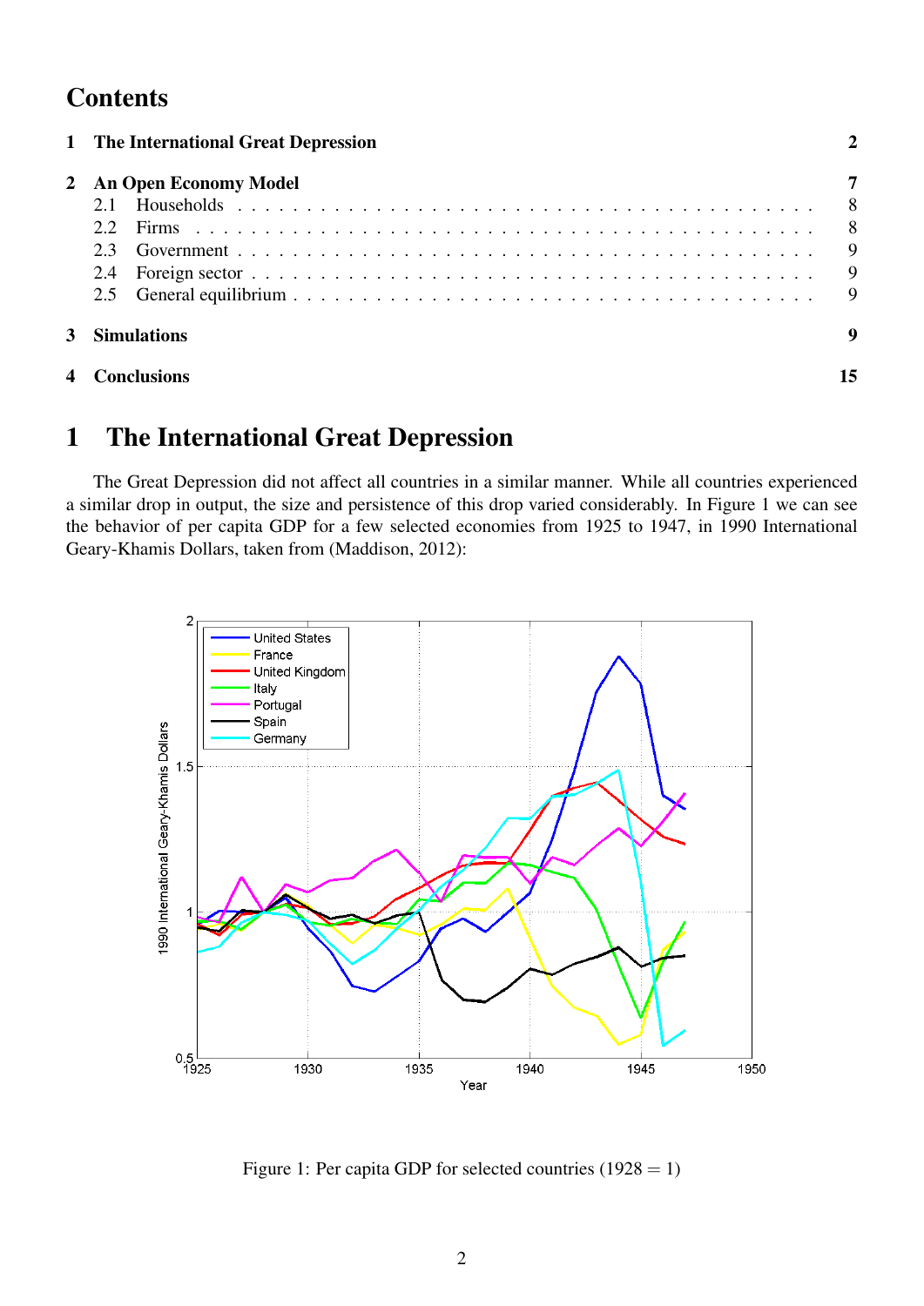# Contents

| | | |
|---|---|---|
| **1** | **The International Great Depression** | **2** |
| **2** | **An Open Economy Model** | **7** |
| | 2.1 Households | 8 |
| | 2.2 Firms | 8 |
| | 2.3 Government | 9 |
| | 2.4 Foreign sector | 9 |
| | 2.5 General equilibrium | 9 |
| **3** | **Simulations** | **9** |
| **4** | **Conclusions** | **15** |

# 1 The International Great Depression

The Great Depression did not affect all countries in a similar manner. While all countries experienced a similar drop in output, the size and persistence of this drop varied considerably. In Figure 1 we can see the behavior of per capita GDP for a few selected economies from 1925 to 1947, in 1990 International Geary-Khamis Dollars, taken from (Maddison, 2012):

Figure 1: Per capita GDP for selected countries (1928 = 1)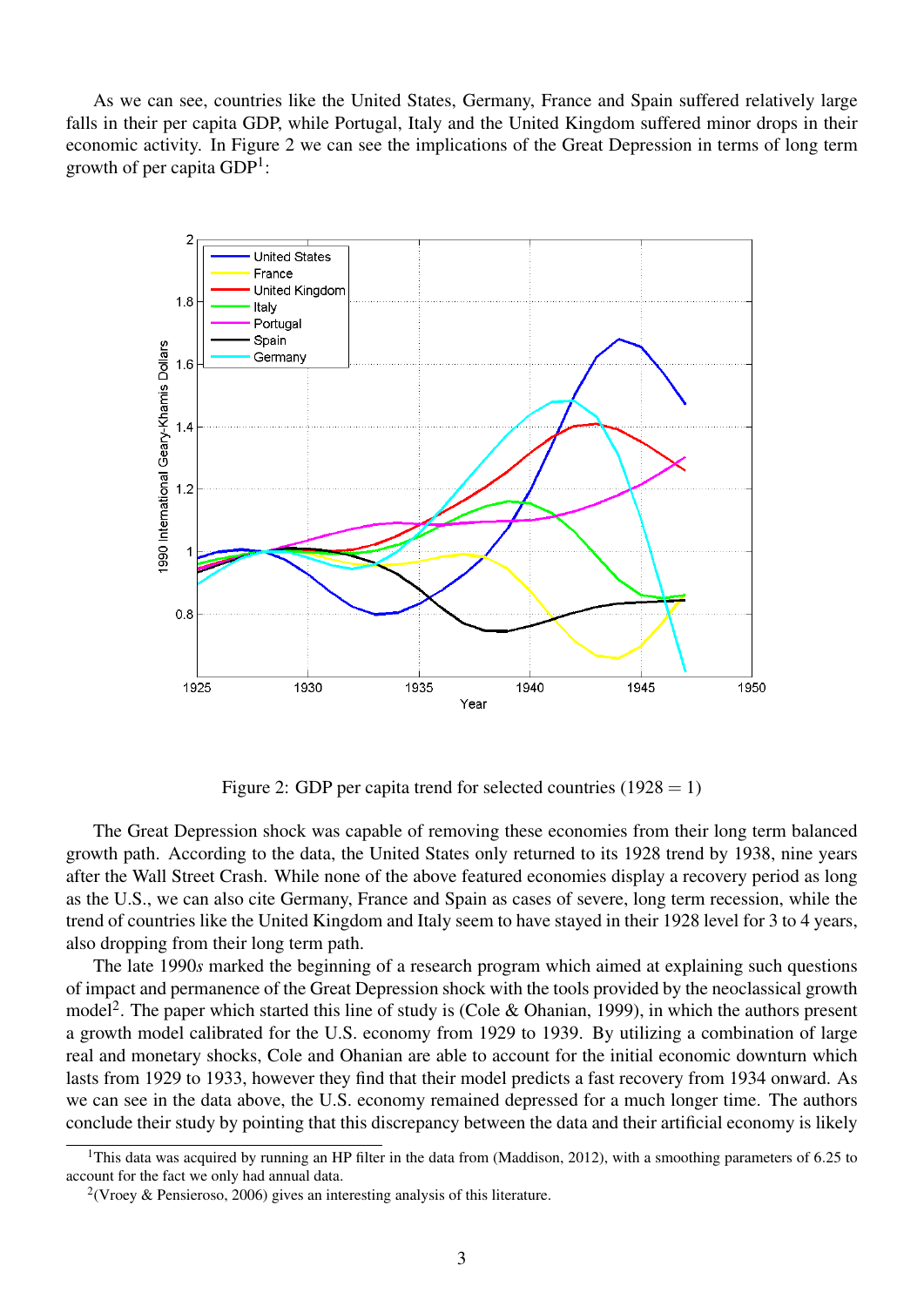As we can see, countries like the United States, Germany, France and Spain suffered relatively large falls in their per capita GDP, while Portugal, Italy and the United Kingdom suffered minor drops in their economic activity. In Figure 2 we can see the implications of the Great Depression in terms of long term growth of per capita GDP[1]:

Figure 2: GDP per capita trend for selected countries (1928 = 1)

The Great Depression shock was capable of removing these economies from their long term balanced growth path. According to the data, the United States only returned to its 1928 trend by 1938, nine years after the Wall Street Crash. While none of the above featured economies display a recovery period as long as the U.S., we can also cite Germany, France and Spain as cases of severe, long term recession, while the trend of countries like the United Kingdom and Italy seem to have stayed in their 1928 level for 3 to 4 years, also dropping from their long term path.

The late 1990*s* marked the beginning of a research program which aimed at explaining such questions of impact and permanence of the Great Depression shock with the tools provided by the neoclassical growth model[2]. The paper which started this line of study is (Cole & Ohanian, 1999), in which the authors present a growth model calibrated for the U.S. economy from 1929 to 1939. By utilizing a combination of large real and monetary shocks, Cole and Ohanian are able to account for the initial economic downturn which lasts from 1929 to 1933, however they find that their model predicts a fast recovery from 1934 onward. As we can see in the data above, the U.S. economy remained depressed for a much longer time. The authors conclude their study by pointing that this discrepancy between the data and their artificial economy is likely

[1] This data was acquired by running an HP filter in the data from (Maddison, 2012), with a smoothing parameters of 6.25 to account for the fact we only had annual data.

[2] (Vroey & Pensieroso, 2006) gives an interesting analysis of this literature.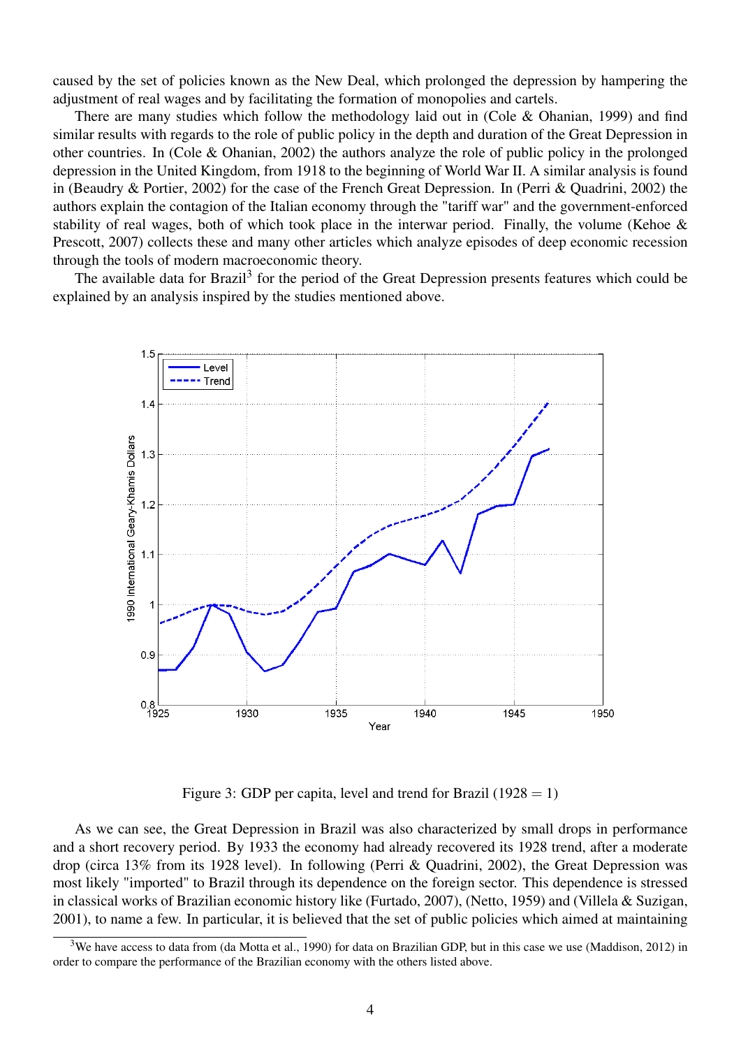caused by the set of policies known as the New Deal, which prolonged the depression by hampering the adjustment of real wages and by facilitating the formation of monopolies and cartels.

There are many studies which follow the methodology laid out in (Cole & Ohanian, 1999) and find similar results with regards to the role of public policy in the depth and duration of the Great Depression in other countries. In (Cole & Ohanian, 2002) the authors analyze the role of public policy in the prolonged depression in the United Kingdom, from 1918 to the beginning of World War II. A similar analysis is found in (Beaudry & Portier, 2002) for the case of the French Great Depression. In (Perri & Quadrini, 2002) the authors explain the contagion of the Italian economy through the "tariff war" and the government-enforced stability of real wages, both of which took place in the interwar period. Finally, the volume (Kehoe & Prescott, 2007) collects these and many other articles which analyze episodes of deep economic recession through the tools of modern macroeconomic theory.

The available data for Brazil[3] for the period of the Great Depression presents features which could be explained by an analysis inspired by the studies mentioned above.

Figure 3: GDP per capita, level and trend for Brazil (1928 = 1)

As we can see, the Great Depression in Brazil was also characterized by small drops in performance and a short recovery period. By 1933 the economy had already recovered its 1928 trend, after a moderate drop (circa 13% from its 1928 level). In following (Perri & Quadrini, 2002), the Great Depression was most likely "imported" to Brazil through its dependence on the foreign sector. This dependence is stressed in classical works of Brazilian economic history like (Furtado, 2007), (Netto, 1959) and (Villela & Suzigan, 2001), to name a few. In particular, it is believed that the set of public policies which aimed at maintaining

[3] We have access to data from (da Motta et al., 1990) for data on Brazilian GDP, but in this case we use (Maddison, 2012) in order to compare the performance of the Brazilian economy with the others listed above.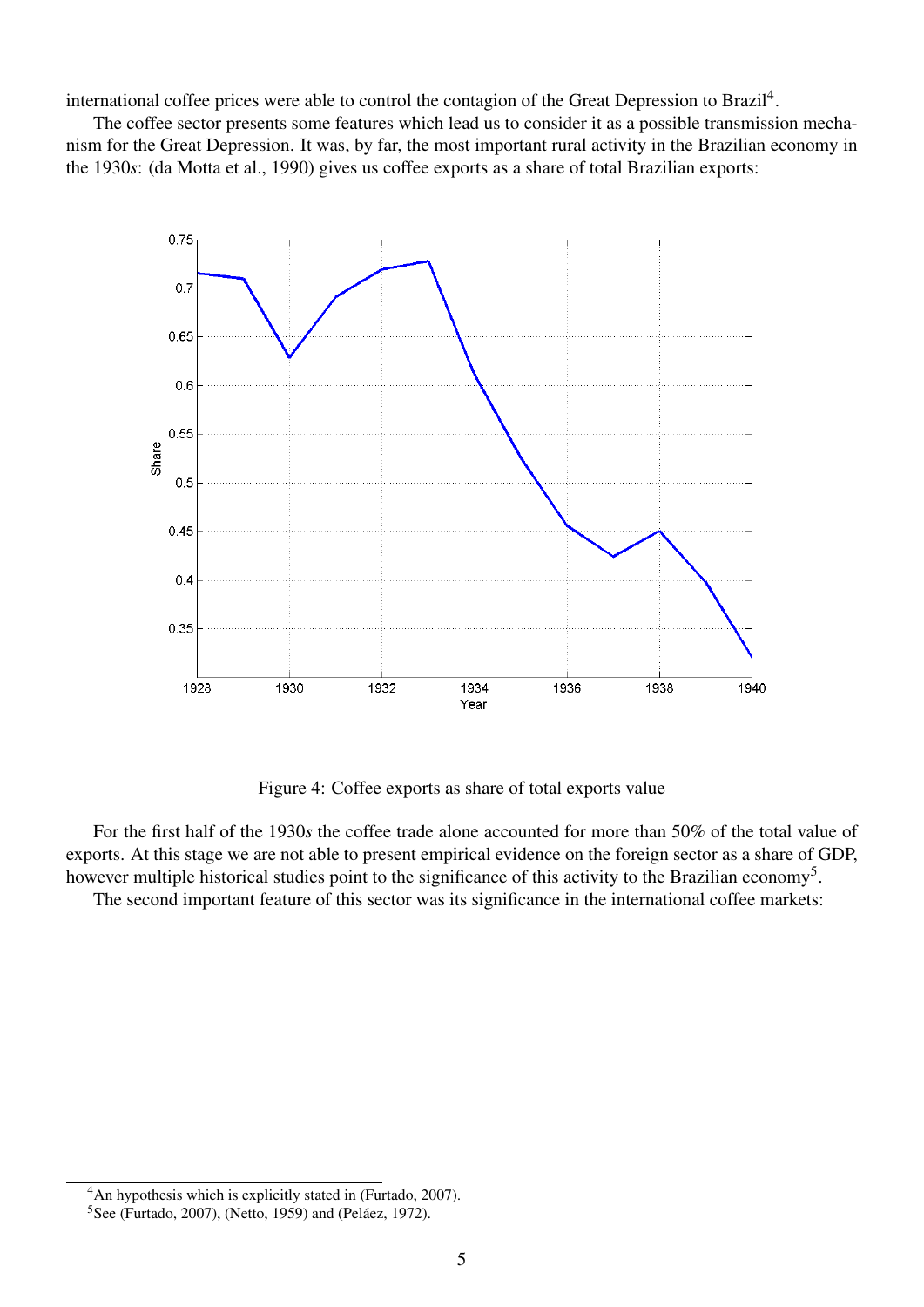international coffee prices were able to control the contagion of the Great Depression to Brazil[4].

The coffee sector presents some features which lead us to consider it as a possible transmission mechanism for the Great Depression. It was, by far, the most important rural activity in the Brazilian economy in the 1930*s*: (da Motta et al., 1990) gives us coffee exports as a share of total Brazilian exports:

Figure 4: Coffee exports as share of total exports value

For the first half of the 1930*s* the coffee trade alone accounted for more than 50% of the total value of exports. At this stage we are not able to present empirical evidence on the foreign sector as a share of GDP, however multiple historical studies point to the significance of this activity to the Brazilian economy[5].

The second important feature of this sector was its significance in the international coffee markets:

[4] An hypothesis which is explicitly stated in (Furtado, 2007).

[5] See (Furtado, 2007), (Netto, 1959) and (Peláez, 1972).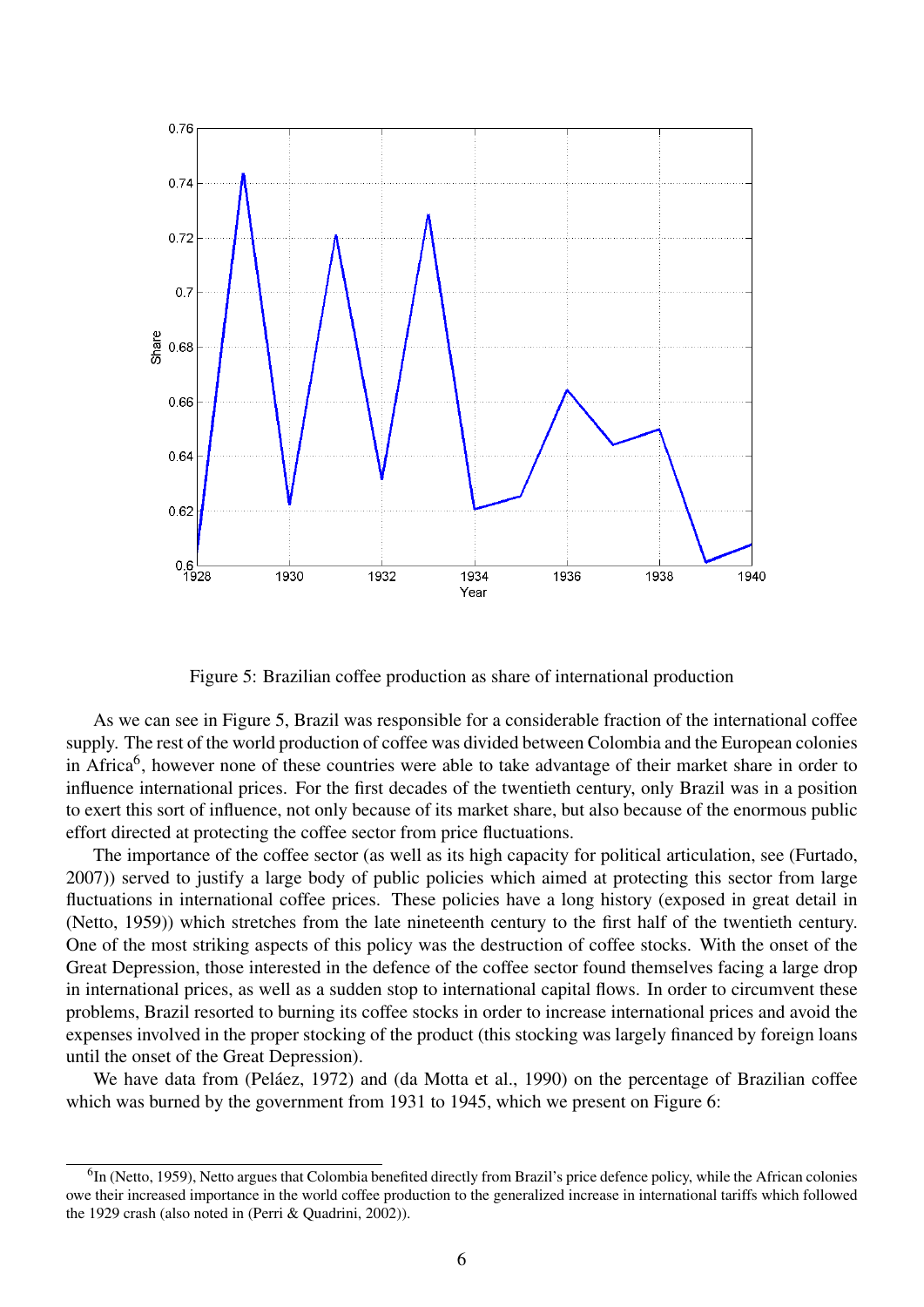Figure 5: Brazilian coffee production as share of international production

As we can see in Figure 5, Brazil was responsible for a considerable fraction of the international coffee supply. The rest of the world production of coffee was divided between Colombia and the European colonies in Africa[6], however none of these countries were able to take advantage of their market share in order to influence international prices. For the first decades of the twentieth century, only Brazil was in a position to exert this sort of influence, not only because of its market share, but also because of the enormous public effort directed at protecting the coffee sector from price fluctuations.

The importance of the coffee sector (as well as its high capacity for political articulation, see (Furtado, 2007)) served to justify a large body of public policies which aimed at protecting this sector from large fluctuations in international coffee prices. These policies have a long history (exposed in great detail in (Netto, 1959)) which stretches from the late nineteenth century to the first half of the twentieth century. One of the most striking aspects of this policy was the destruction of coffee stocks. With the onset of the Great Depression, those interested in the defence of the coffee sector found themselves facing a large drop in international prices, as well as a sudden stop to international capital flows. In order to circumvent these problems, Brazil resorted to burning its coffee stocks in order to increase international prices and avoid the expenses involved in the proper stocking of the product (this stocking was largely financed by foreign loans until the onset of the Great Depression).

We have data from (Peláez, 1972) and (da Motta et al., 1990) on the percentage of Brazilian coffee which was burned by the government from 1931 to 1945, which we present on Figure 6:

[6] In (Netto, 1959), Netto argues that Colombia benefited directly from Brazil's price defence policy, while the African colonies owe their increased importance in the world coffee production to the generalized increase in international tariffs which followed the 1929 crash (also noted in (Perri & Quadrini, 2002)).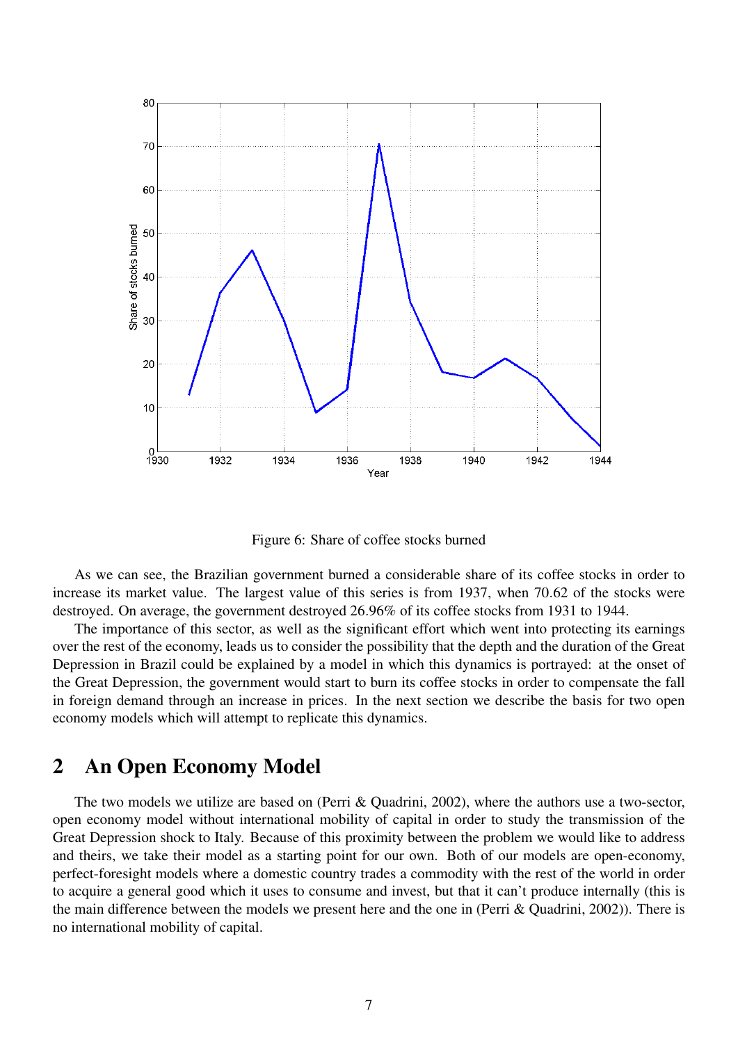Figure 6: Share of coffee stocks burned

As we can see, the Brazilian government burned a considerable share of its coffee stocks in order to increase its market value. The largest value of this series is from 1937, when 70.62 of the stocks were destroyed. On average, the government destroyed 26.96% of its coffee stocks from 1931 to 1944.

The importance of this sector, as well as the significant effort which went into protecting its earnings over the rest of the economy, leads us to consider the possibility that the depth and the duration of the Great Depression in Brazil could be explained by a model in which this dynamics is portrayed: at the onset of the Great Depression, the government would start to burn its coffee stocks in order to compensate the fall in foreign demand through an increase in prices. In the next section we describe the basis for two open economy models which will attempt to replicate this dynamics.

## 2 An Open Economy Model

The two models we utilize are based on (Perri & Quadrini, 2002), where the authors use a two-sector, open economy model without international mobility of capital in order to study the transmission of the Great Depression shock to Italy. Because of this proximity between the problem we would like to address and theirs, we take their model as a starting point for our own. Both of our models are open-economy, perfect-foresight models where a domestic country trades a commodity with the rest of the world in order to acquire a general good which it uses to consume and invest, but that it can't produce internally (this is the main difference between the models we present here and the one in (Perri & Quadrini, 2002)). There is no international mobility of capital.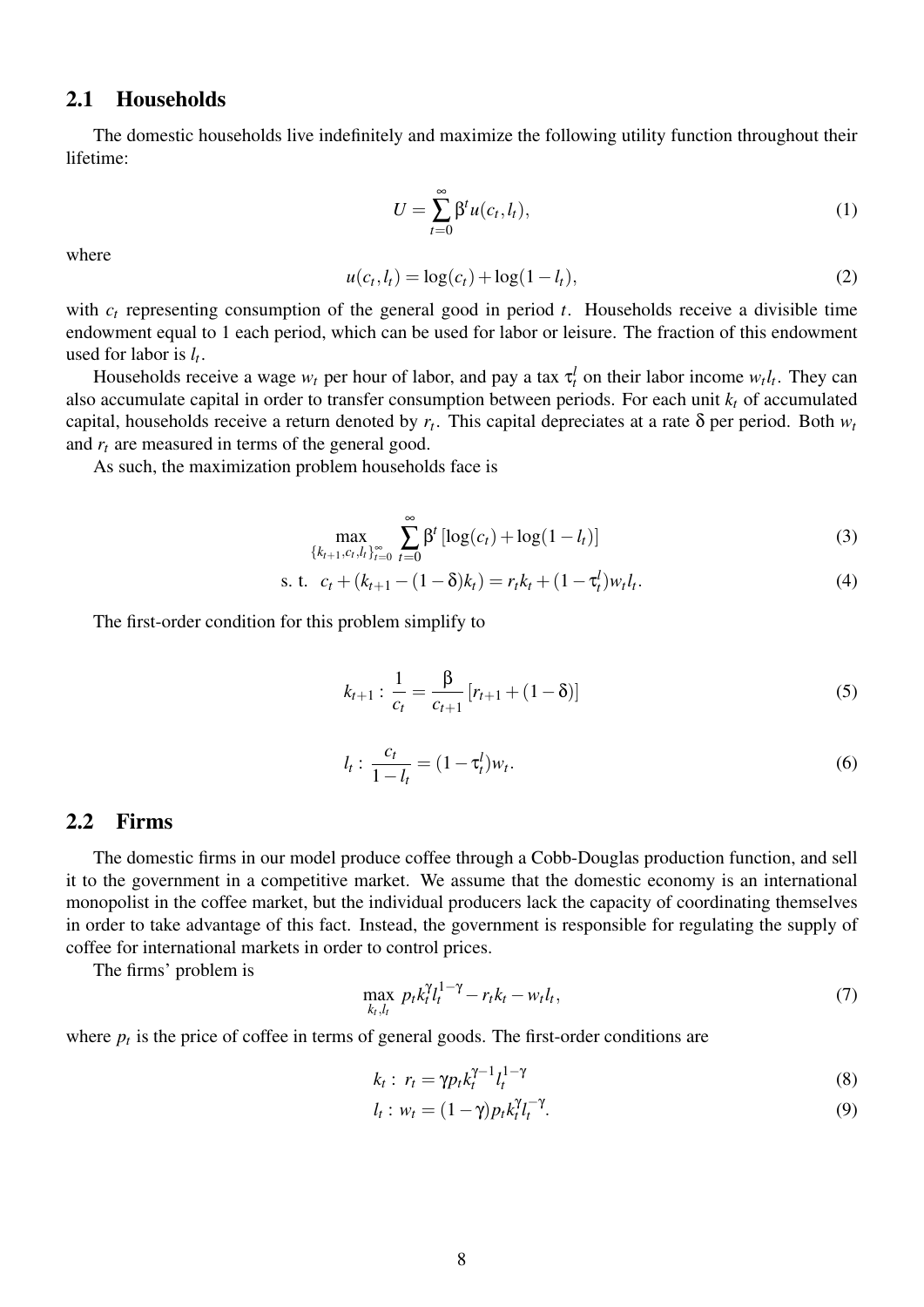## 2.1 Households

The domestic households live indefinitely and maximize the following utility function throughout their lifetime:

$$U = \sum_{t=0}^{\infty} \beta^t u(c_t, l_t), \tag{1}$$

where

$$u(c_t, l_t) = \log(c_t) + \log(1 - l_t), \tag{2}$$

with $c_t$ representing consumption of the general good in period $t$. Households receive a divisible time endowment equal to 1 each period, which can be used for labor or leisure. The fraction of this endowment used for labor is $l_t$.

Households receive a wage $w_t$ per hour of labor, and pay a tax $\tau_t^l$ on their labor income $w_t l_t$. They can also accumulate capital in order to transfer consumption between periods. For each unit $k_t$ of accumulated capital, households receive a return denoted by $r_t$. This capital depreciates at a rate $\delta$ per period. Both $w_t$ and $r_t$ are measured in terms of the general good.

As such, the maximization problem households face is

$$\max_{\{k_{t+1}, c_t, l_t\}_{t=0}^{\infty}} \sum_{t=0}^{\infty} \beta^t \left[\log(c_t) + \log(1 - l_t)\right] \tag{3}$$

$$\text{s. t.} \quad c_t + (k_{t+1} - (1 - \delta)k_t) = r_t k_t + (1 - \tau_t^l) w_t l_t. \tag{4}$$

The first-order condition for this problem simplify to

$$k_{t+1} : \frac{1}{c_t} = \frac{\beta}{c_{t+1}} \left[r_{t+1} + (1 - \delta)\right] \tag{5}$$

$$l_t : \frac{c_t}{1 - l_t} = (1 - \tau_t^l) w_t. \tag{6}$$

## 2.2 Firms

The domestic firms in our model produce coffee through a Cobb-Douglas production function, and sell it to the government in a competitive market. We assume that the domestic economy is an international monopolist in the coffee market, but the individual producers lack the capacity of coordinating themselves in order to take advantage of this fact. Instead, the government is responsible for regulating the supply of coffee for international markets in order to control prices.

The firms' problem is

$$\max_{k_t, l_t} \; p_t k_t^{\gamma} l_t^{1-\gamma} - r_t k_t - w_t l_t, \tag{7}$$

where $p_t$ is the price of coffee in terms of general goods. The first-order conditions are

$$k_t : \; r_t = \gamma p_t k_t^{\gamma - 1} l_t^{1-\gamma} \tag{8}$$

$$l_t : w_t = (1 - \gamma) p_t k_t^{\gamma} l_t^{-\gamma}. \tag{9}$$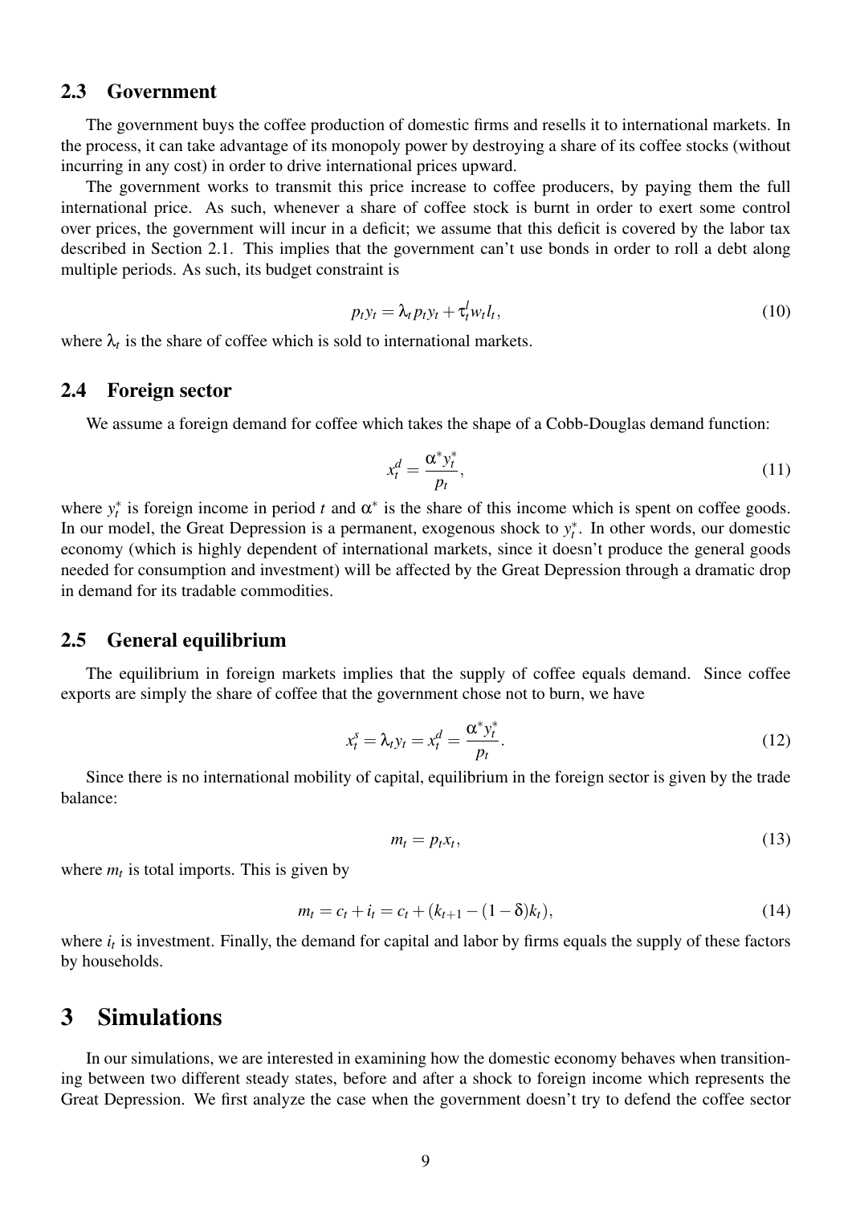### 2.3 Government

The government buys the coffee production of domestic firms and resells it to international markets. In the process, it can take advantage of its monopoly power by destroying a share of its coffee stocks (without incurring in any cost) in order to drive international prices upward.

The government works to transmit this price increase to coffee producers, by paying them the full international price. As such, whenever a share of coffee stock is burnt in order to exert some control over prices, the government will incur in a deficit; we assume that this deficit is covered by the labor tax described in Section 2.1. This implies that the government can't use bonds in order to roll a debt along multiple periods. As such, its budget constraint is

$$p_t y_t = \lambda_t p_t y_t + \tau_t^l w_t l_t, \tag{10}$$

where $\lambda_t$ is the share of coffee which is sold to international markets.

### 2.4 Foreign sector

We assume a foreign demand for coffee which takes the shape of a Cobb-Douglas demand function:

$$x_t^d = \frac{\alpha^* y_t^*}{p_t}, \tag{11}$$

where $y_t^*$ is foreign income in period $t$ and $\alpha^*$ is the share of this income which is spent on coffee goods. In our model, the Great Depression is a permanent, exogenous shock to $y_t^*$. In other words, our domestic economy (which is highly dependent of international markets, since it doesn't produce the general goods needed for consumption and investment) will be affected by the Great Depression through a dramatic drop in demand for its tradable commodities.

### 2.5 General equilibrium

The equilibrium in foreign markets implies that the supply of coffee equals demand. Since coffee exports are simply the share of coffee that the government chose not to burn, we have

$$x_t^s = \lambda_t y_t = x_t^d = \frac{\alpha^* y_t^*}{p_t}. \tag{12}$$

Since there is no international mobility of capital, equilibrium in the foreign sector is given by the trade balance:

$$m_t = p_t x_t, \tag{13}$$

where $m_t$ is total imports. This is given by

$$m_t = c_t + i_t = c_t + (k_{t+1} - (1-\delta)k_t), \tag{14}$$

where $i_t$ is investment. Finally, the demand for capital and labor by firms equals the supply of these factors by households.

## 3 Simulations

In our simulations, we are interested in examining how the domestic economy behaves when transitioning between two different steady states, before and after a shock to foreign income which represents the Great Depression. We first analyze the case when the government doesn't try to defend the coffee sector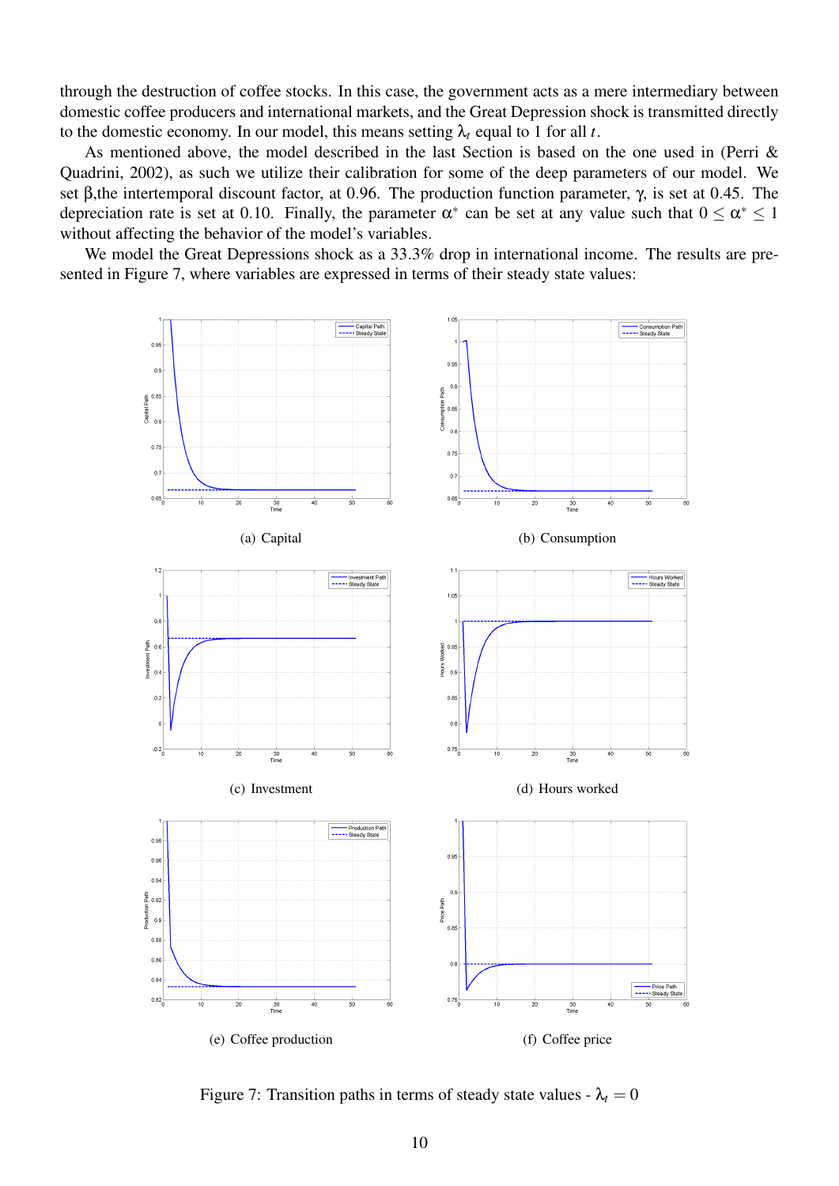through the destruction of coffee stocks. In this case, the government acts as a mere intermediary between domestic coffee producers and international markets, and the Great Depression shock is transmitted directly to the domestic economy. In our model, this means setting $\lambda_t$ equal to 1 for all $t$.

As mentioned above, the model described in the last Section is based on the one used in (Perri & Quadrini, 2002), as such we utilize their calibration for some of the deep parameters of our model. We set $\beta$,the intertemporal discount factor, at 0.96. The production function parameter, $\gamma$, is set at 0.45. The depreciation rate is set at 0.10. Finally, the parameter $\alpha^*$ can be set at any value such that $0 \leq \alpha^* \leq 1$ without affecting the behavior of the model's variables.

We model the Great Depressions shock as a 33.3% drop in international income. The results are presented in Figure 7, where variables are expressed in terms of their steady state values:

(a) Capital

(b) Consumption

(c) Investment

(d) Hours worked

(e) Coffee production

(f) Coffee price

Figure 7: Transition paths in terms of steady state values - $\lambda_t = 0$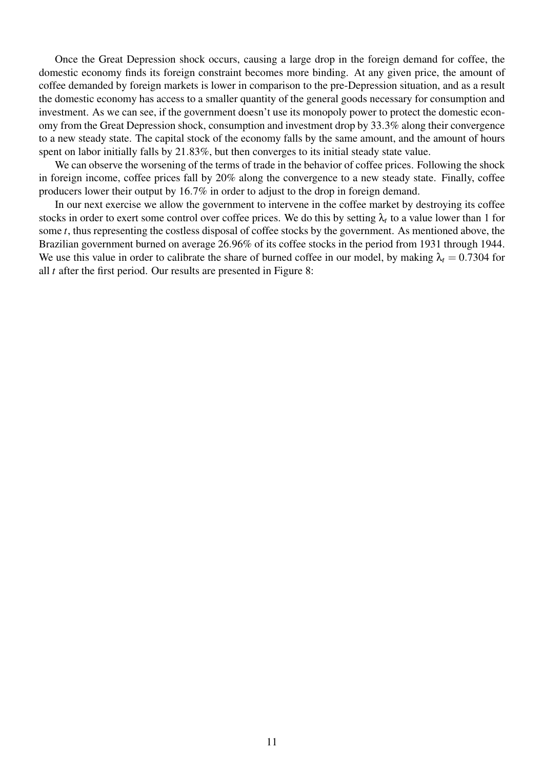Once the Great Depression shock occurs, causing a large drop in the foreign demand for coffee, the domestic economy finds its foreign constraint becomes more binding. At any given price, the amount of coffee demanded by foreign markets is lower in comparison to the pre-Depression situation, and as a result the domestic economy has access to a smaller quantity of the general goods necessary for consumption and investment. As we can see, if the government doesn't use its monopoly power to protect the domestic economy from the Great Depression shock, consumption and investment drop by 33.3% along their convergence to a new steady state. The capital stock of the economy falls by the same amount, and the amount of hours spent on labor initially falls by 21.83%, but then converges to its initial steady state value.

We can observe the worsening of the terms of trade in the behavior of coffee prices. Following the shock in foreign income, coffee prices fall by 20% along the convergence to a new steady state. Finally, coffee producers lower their output by 16.7% in order to adjust to the drop in foreign demand.

In our next exercise we allow the government to intervene in the coffee market by destroying its coffee stocks in order to exert some control over coffee prices. We do this by setting $\lambda_t$ to a value lower than 1 for some $t$, thus representing the costless disposal of coffee stocks by the government. As mentioned above, the Brazilian government burned on average 26.96% of its coffee stocks in the period from 1931 through 1944. We use this value in order to calibrate the share of burned coffee in our model, by making $\lambda_t = 0.7304$ for all $t$ after the first period. Our results are presented in Figure 8: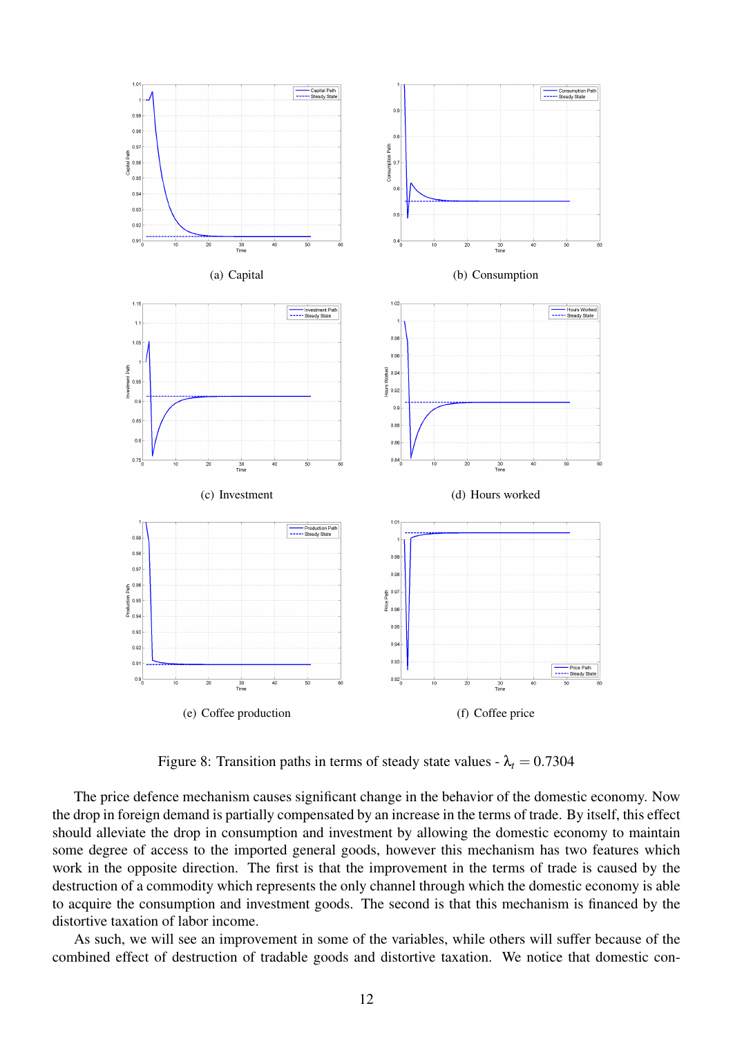(a) Capital

(b) Consumption

(c) Investment

(d) Hours worked

(e) Coffee production

(f) Coffee price

Figure 8: Transition paths in terms of steady state values - $\lambda_t = 0.7304$

The price defence mechanism causes significant change in the behavior of the domestic economy. Now the drop in foreign demand is partially compensated by an increase in the terms of trade. By itself, this effect should alleviate the drop in consumption and investment by allowing the domestic economy to maintain some degree of access to the imported general goods, however this mechanism has two features which work in the opposite direction. The first is that the improvement in the terms of trade is caused by the destruction of a commodity which represents the only channel through which the domestic economy is able to acquire the consumption and investment goods. The second is that this mechanism is financed by the distortive taxation of labor income.

As such, we will see an improvement in some of the variables, while others will suffer because of the combined effect of destruction of tradable goods and distortive taxation. We notice that domestic con-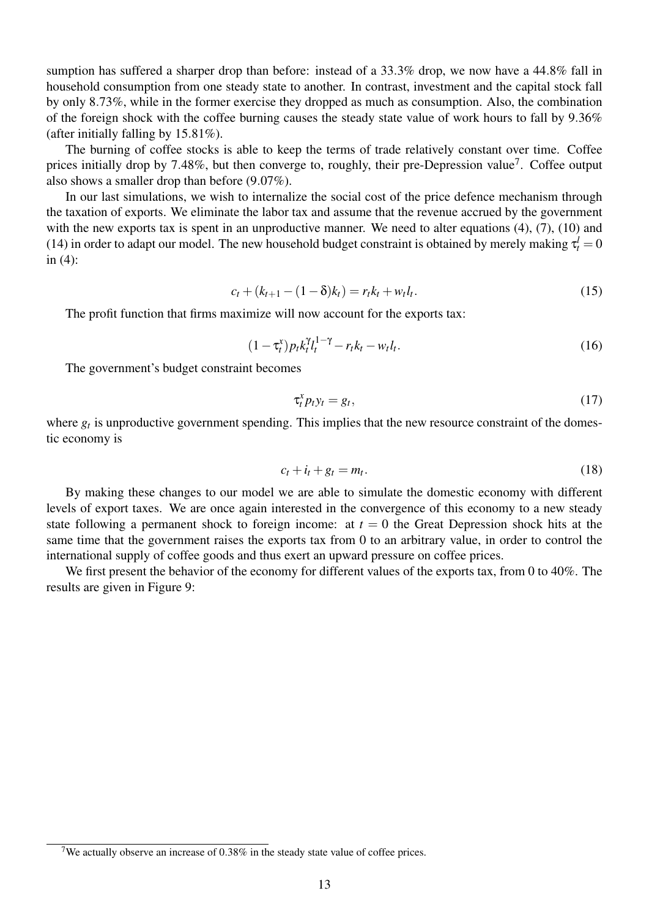sumption has suffered a sharper drop than before: instead of a 33.3% drop, we now have a 44.8% fall in household consumption from one steady state to another. In contrast, investment and the capital stock fall by only 8.73%, while in the former exercise they dropped as much as consumption. Also, the combination of the foreign shock with the coffee burning causes the steady state value of work hours to fall by 9.36% (after initially falling by 15.81%).

The burning of coffee stocks is able to keep the terms of trade relatively constant over time. Coffee prices initially drop by 7.48%, but then converge to, roughly, their pre-Depression value[7]. Coffee output also shows a smaller drop than before (9.07%).

In our last simulations, we wish to internalize the social cost of the price defence mechanism through the taxation of exports. We eliminate the labor tax and assume that the revenue accrued by the government with the new exports tax is spent in an unproductive manner. We need to alter equations (4), (7), (10) and (14) in order to adapt our model. The new household budget constraint is obtained by merely making $\tau_t^l = 0$ in (4):

$$c_t + (k_{t+1} - (1-\delta)k_t) = r_t k_t + w_t l_t. \tag{15}$$

The profit function that firms maximize will now account for the exports tax:

$$(1-\tau_t^x)p_t k_t^{\gamma} l_t^{1-\gamma} - r_t k_t - w_t l_t. \tag{16}$$

The government's budget constraint becomes

$$\tau_t^x p_t y_t = g_t, \tag{17}$$

where $g_t$ is unproductive government spending. This implies that the new resource constraint of the domestic economy is

$$c_t + i_t + g_t = m_t. \tag{18}$$

By making these changes to our model we are able to simulate the domestic economy with different levels of export taxes. We are once again interested in the convergence of this economy to a new steady state following a permanent shock to foreign income: at $t = 0$ the Great Depression shock hits at the same time that the government raises the exports tax from 0 to an arbitrary value, in order to control the international supply of coffee goods and thus exert an upward pressure on coffee prices.

We first present the behavior of the economy for different values of the exports tax, from 0 to 40%. The results are given in Figure 9:

[7] We actually observe an increase of 0.38% in the steady state value of coffee prices.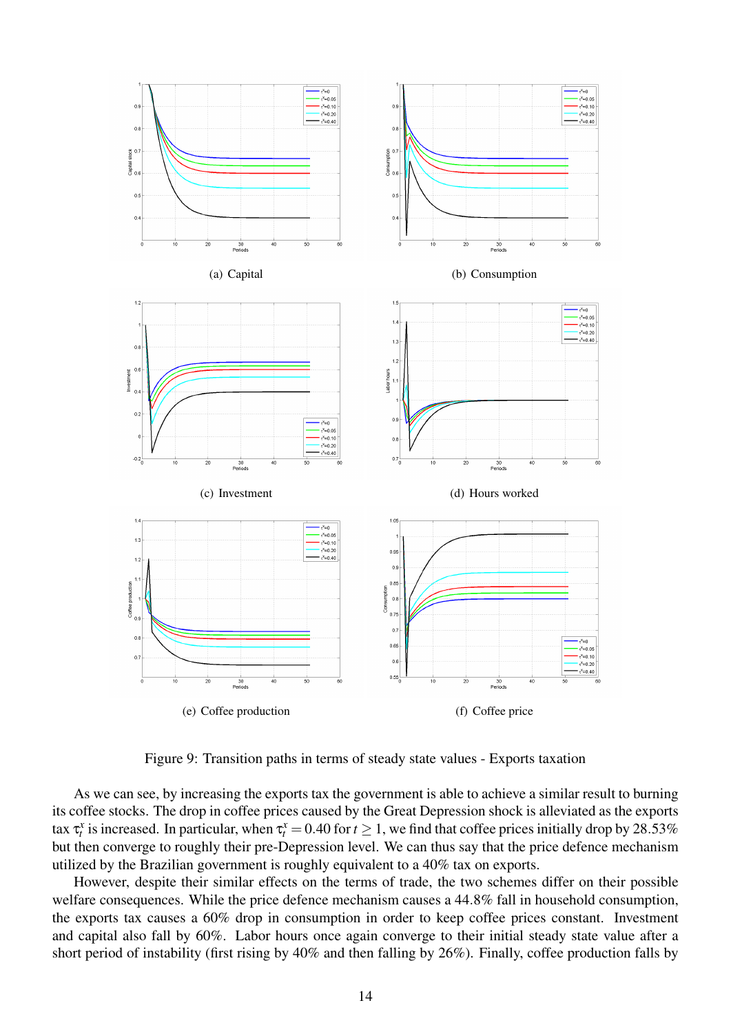(a) Capital

(b) Consumption

(c) Investment

(d) Hours worked

(e) Coffee production

(f) Coffee price

Figure 9: Transition paths in terms of steady state values - Exports taxation

As we can see, by increasing the exports tax the government is able to achieve a similar result to burning its coffee stocks. The drop in coffee prices caused by the Great Depression shock is alleviated as the exports tax $\tau_t^x$ is increased. In particular, when $\tau_t^x = 0.40$ for $t \geq 1$, we find that coffee prices initially drop by 28.53% but then converge to roughly their pre-Depression level. We can thus say that the price defence mechanism utilized by the Brazilian government is roughly equivalent to a 40% tax on exports.

However, despite their similar effects on the terms of trade, the two schemes differ on their possible welfare consequences. While the price defence mechanism causes a 44.8% fall in household consumption, the exports tax causes a 60% drop in consumption in order to keep coffee prices constant. Investment and capital also fall by 60%. Labor hours once again converge to their initial steady state value after a short period of instability (first rising by 40% and then falling by 26%). Finally, coffee production falls by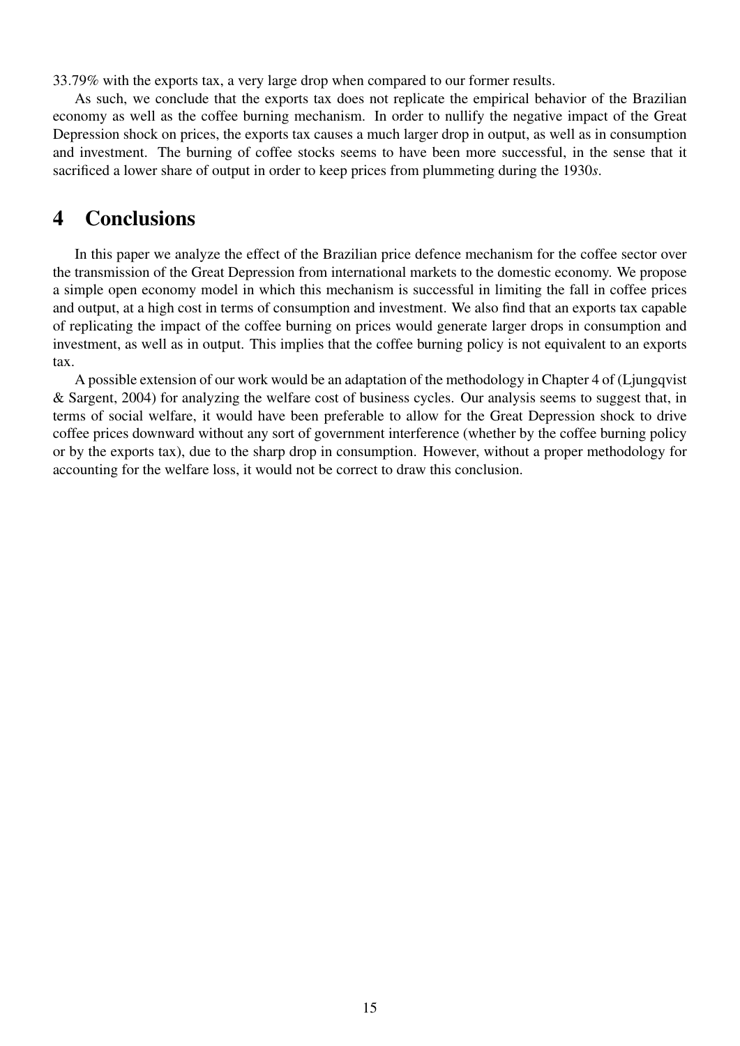33.79% with the exports tax, a very large drop when compared to our former results.

As such, we conclude that the exports tax does not replicate the empirical behavior of the Brazilian economy as well as the coffee burning mechanism. In order to nullify the negative impact of the Great Depression shock on prices, the exports tax causes a much larger drop in output, as well as in consumption and investment. The burning of coffee stocks seems to have been more successful, in the sense that it sacrificed a lower share of output in order to keep prices from plummeting during the 1930*s*.

# 4 Conclusions

In this paper we analyze the effect of the Brazilian price defence mechanism for the coffee sector over the transmission of the Great Depression from international markets to the domestic economy. We propose a simple open economy model in which this mechanism is successful in limiting the fall in coffee prices and output, at a high cost in terms of consumption and investment. We also find that an exports tax capable of replicating the impact of the coffee burning on prices would generate larger drops in consumption and investment, as well as in output. This implies that the coffee burning policy is not equivalent to an exports tax.

A possible extension of our work would be an adaptation of the methodology in Chapter 4 of (Ljungqvist & Sargent, 2004) for analyzing the welfare cost of business cycles. Our analysis seems to suggest that, in terms of social welfare, it would have been preferable to allow for the Great Depression shock to drive coffee prices downward without any sort of government interference (whether by the coffee burning policy or by the exports tax), due to the sharp drop in consumption. However, without a proper methodology for accounting for the welfare loss, it would not be correct to draw this conclusion.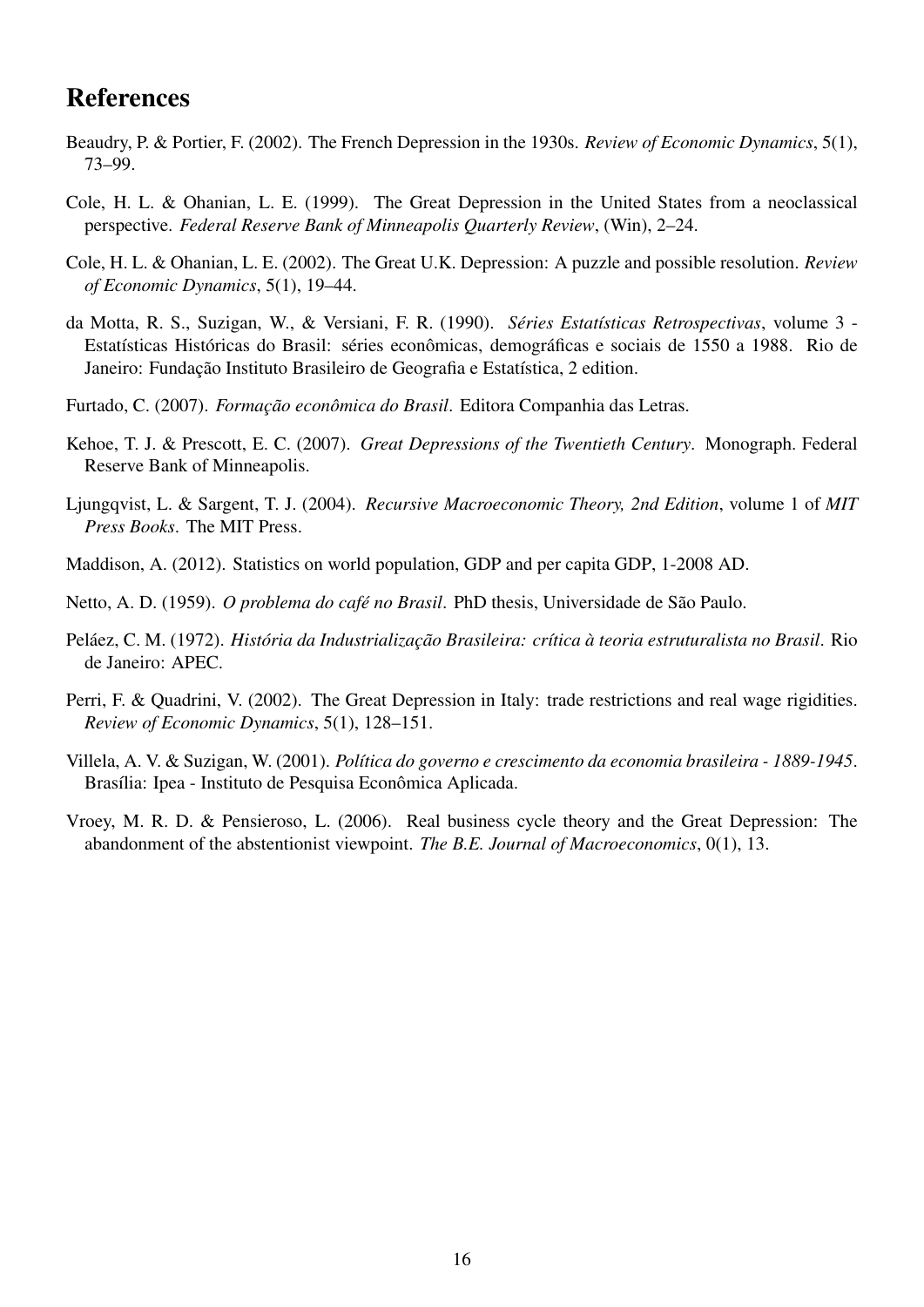## References

Beaudry, P. & Portier, F. (2002). The French Depression in the 1930s. *Review of Economic Dynamics*, 5(1), 73–99.

Cole, H. L. & Ohanian, L. E. (1999). The Great Depression in the United States from a neoclassical perspective. *Federal Reserve Bank of Minneapolis Quarterly Review*, (Win), 2–24.

Cole, H. L. & Ohanian, L. E. (2002). The Great U.K. Depression: A puzzle and possible resolution. *Review of Economic Dynamics*, 5(1), 19–44.

da Motta, R. S., Suzigan, W., & Versiani, F. R. (1990). *Séries Estatísticas Retrospectivas*, volume 3 - Estatísticas Históricas do Brasil: séries econômicas, demográficas e sociais de 1550 a 1988. Rio de Janeiro: Fundação Instituto Brasileiro de Geografia e Estatística, 2 edition.

Furtado, C. (2007). *Formação econômica do Brasil*. Editora Companhia das Letras.

Kehoe, T. J. & Prescott, E. C. (2007). *Great Depressions of the Twentieth Century*. Monograph. Federal Reserve Bank of Minneapolis.

Ljungqvist, L. & Sargent, T. J. (2004). *Recursive Macroeconomic Theory, 2nd Edition*, volume 1 of *MIT Press Books*. The MIT Press.

Maddison, A. (2012). Statistics on world population, GDP and per capita GDP, 1-2008 AD.

Netto, A. D. (1959). *O problema do café no Brasil*. PhD thesis, Universidade de São Paulo.

Peláez, C. M. (1972). *História da Industrialização Brasileira: crítica à teoria estruturalista no Brasil*. Rio de Janeiro: APEC.

Perri, F. & Quadrini, V. (2002). The Great Depression in Italy: trade restrictions and real wage rigidities. *Review of Economic Dynamics*, 5(1), 128–151.

Villela, A. V. & Suzigan, W. (2001). *Política do governo e crescimento da economia brasileira - 1889-1945*. Brasília: Ipea - Instituto de Pesquisa Econômica Aplicada.

Vroey, M. R. D. & Pensieroso, L. (2006). Real business cycle theory and the Great Depression: The abandonment of the abstentionist viewpoint. *The B.E. Journal of Macroeconomics*, 0(1), 13.